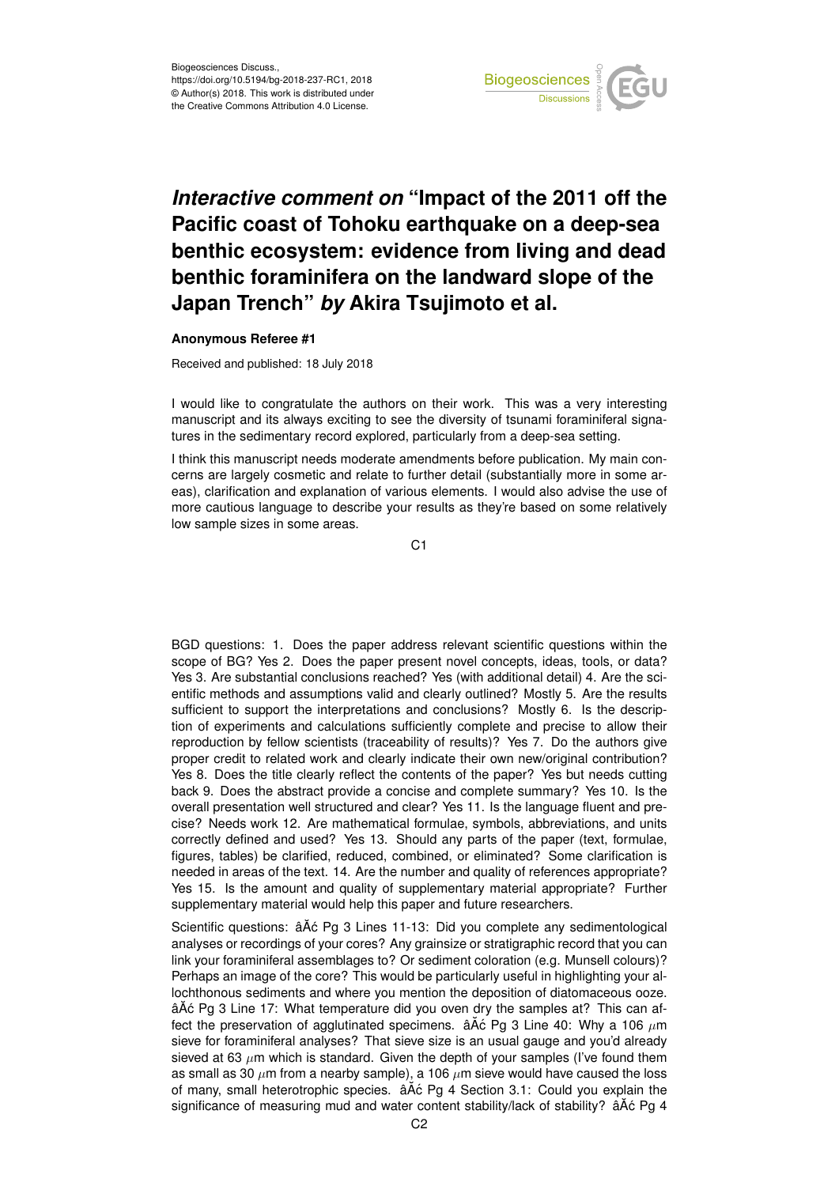Biogeosciences Discuss.,
https://doi.org/10.5194/bg-2018-237-RC1, 2018
© Author(s) 2018. This work is distributed under
the Creative Commons Attribution 4.0 License.

# *Interactive comment on* "Impact of the 2011 off the Pacific coast of Tohoku earthquake on a deep-sea benthic ecosystem: evidence from living and dead benthic foraminifera on the landward slope of the Japan Trench" *by* Akira Tsujimoto et al.

**Anonymous Referee #1**

Received and published: 18 July 2018

I would like to congratulate the authors on their work. This was a very interesting manuscript and its always exciting to see the diversity of tsunami foraminiferal signatures in the sedimentary record explored, particularly from a deep-sea setting.

I think this manuscript needs moderate amendments before publication. My main concerns are largely cosmetic and relate to further detail (substantially more in some areas), clarification and explanation of various elements. I would also advise the use of more cautious language to describe your results as they're based on some relatively low sample sizes in some areas.

BGD questions: 1. Does the paper address relevant scientific questions within the scope of BG? Yes 2. Does the paper present novel concepts, ideas, tools, or data? Yes 3. Are substantial conclusions reached? Yes (with additional detail) 4. Are the scientific methods and assumptions valid and clearly outlined? Mostly 5. Are the results sufficient to support the interpretations and conclusions? Mostly 6. Is the description of experiments and calculations sufficiently complete and precise to allow their reproduction by fellow scientists (traceability of results)? Yes 7. Do the authors give proper credit to related work and clearly indicate their own new/original contribution? Yes 8. Does the title clearly reflect the contents of the paper? Yes but needs cutting back 9. Does the abstract provide a concise and complete summary? Yes 10. Is the overall presentation well structured and clear? Yes 11. Is the language fluent and precise? Needs work 12. Are mathematical formulae, symbols, abbreviations, and units correctly defined and used? Yes 13. Should any parts of the paper (text, formulae, figures, tables) be clarified, reduced, combined, or eliminated? Some clarification is needed in areas of the text. 14. Are the number and quality of references appropriate? Yes 15. Is the amount and quality of supplementary material appropriate? Further supplementary material would help this paper and future researchers.

Scientific questions: âĂć Pg 3 Lines 11-13: Did you complete any sedimentological analyses or recordings of your cores? Any grainsize or stratigraphic record that you can link your foraminiferal assemblages to? Or sediment coloration (e.g. Munsell colours)? Perhaps an image of the core? This would be particularly useful in highlighting your allochthonous sediments and where you mention the deposition of diatomaceous ooze. âĂć Pg 3 Line 17: What temperature did you oven dry the samples at? This can affect the preservation of agglutinated specimens. âĂć Pg 3 Line 40: Why a 106 $\mu$m sieve for foraminiferal analyses? That sieve size is an usual gauge and you'd already sieved at 63 $\mu$m which is standard. Given the depth of your samples (I've found them as small as 30 $\mu$m from a nearby sample), a 106 $\mu$m sieve would have caused the loss of many, small heterotrophic species. âĂć Pg 4 Section 3.1: Could you explain the significance of measuring mud and water content stability/lack of stability? âĂć Pg 4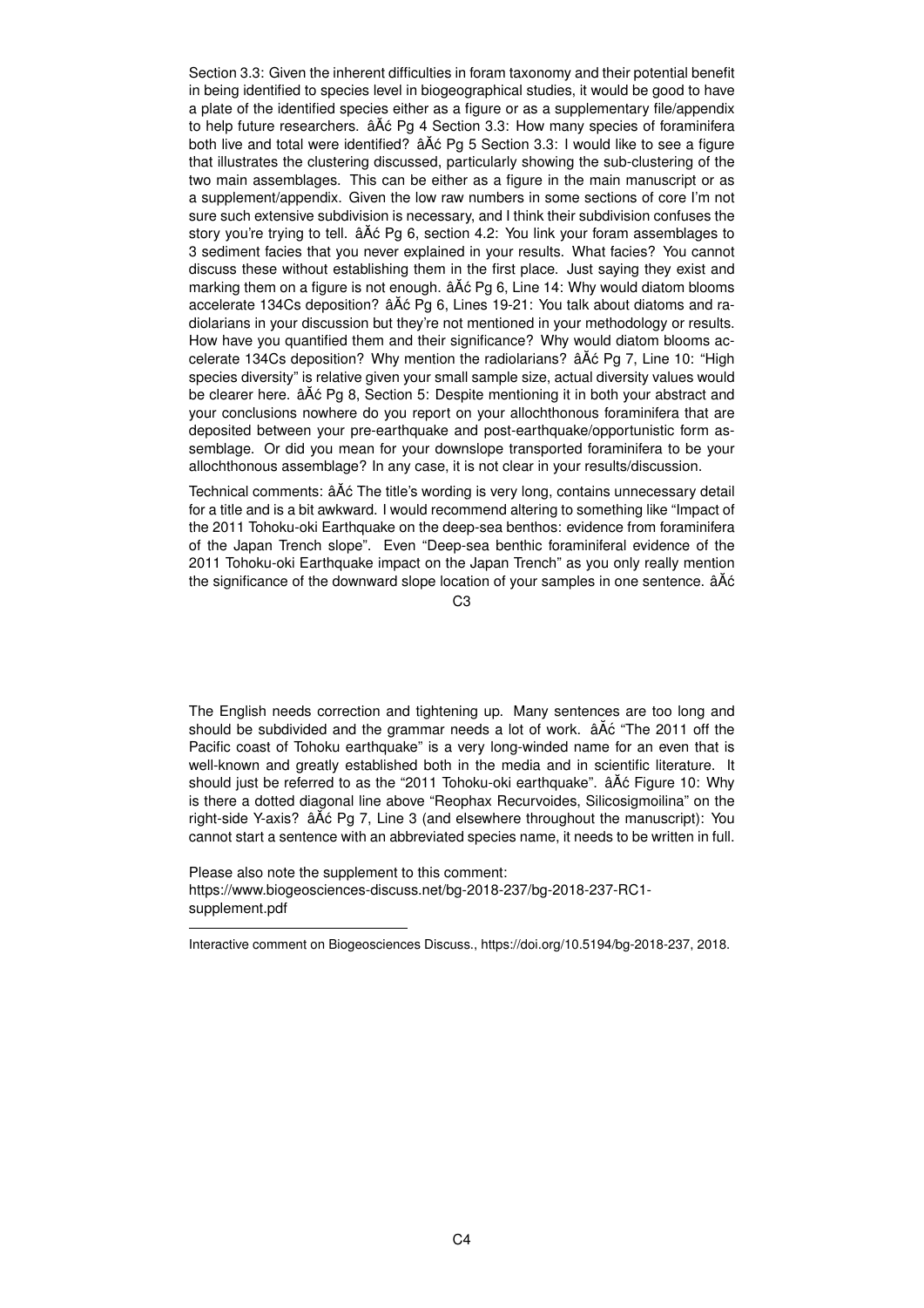Section 3.3: Given the inherent difficulties in foram taxonomy and their potential benefit in being identified to species level in biogeographical studies, it would be good to have a plate of the identified species either as a figure or as a supplementary file/appendix to help future researchers. âĂć Pg 4 Section 3.3: How many species of foraminifera both live and total were identified? âĂć Pg 5 Section 3.3: I would like to see a figure that illustrates the clustering discussed, particularly showing the sub-clustering of the two main assemblages. This can be either as a figure in the main manuscript or as a supplement/appendix. Given the low raw numbers in some sections of core I'm not sure such extensive subdivision is necessary, and I think their subdivision confuses the story you're trying to tell. âĂć Pg 6, section 4.2: You link your foram assemblages to 3 sediment facies that you never explained in your results. What facies? You cannot discuss these without establishing them in the first place. Just saying they exist and marking them on a figure is not enough. âĂć Pg 6, Line 14: Why would diatom blooms accelerate 134Cs deposition? âĂć Pg 6, Lines 19-21: You talk about diatoms and radiolarians in your discussion but they're not mentioned in your methodology or results. How have you quantified them and their significance? Why would diatom blooms accelerate 134Cs deposition? Why mention the radiolarians? âĂć Pg 7, Line 10: "High species diversity" is relative given your small sample size, actual diversity values would be clearer here. âĂć Pg 8, Section 5: Despite mentioning it in both your abstract and your conclusions nowhere do you report on your allochthonous foraminifera that are deposited between your pre-earthquake and post-earthquake/opportunistic form assemblage. Or did you mean for your downslope transported foraminifera to be your allochthonous assemblage? In any case, it is not clear in your results/discussion.

Technical comments: âĂć The title's wording is very long, contains unnecessary detail for a title and is a bit awkward. I would recommend altering to something like "Impact of the 2011 Tohoku-oki Earthquake on the deep-sea benthos: evidence from foraminifera of the Japan Trench slope". Even "Deep-sea benthic foraminiferal evidence of the 2011 Tohoku-oki Earthquake impact on the Japan Trench" as you only really mention the significance of the downward slope location of your samples in one sentence. âĂć

The English needs correction and tightening up. Many sentences are too long and should be subdivided and the grammar needs a lot of work. âĂć "The 2011 off the Pacific coast of Tohoku earthquake" is a very long-winded name for an even that is well-known and greatly established both in the media and in scientific literature. It should just be referred to as the "2011 Tohoku-oki earthquake". âĂć Figure 10: Why is there a dotted diagonal line above "Reophax Recurvoides, Silicosigmoilina" on the right-side Y-axis? âĂć Pg 7, Line 3 (and elsewhere throughout the manuscript): You cannot start a sentence with an abbreviated species name, it needs to be written in full.

Please also note the supplement to this comment:
https://www.biogeosciences-discuss.net/bg-2018-237/bg-2018-237-RC1-supplement.pdf

---

Interactive comment on Biogeosciences Discuss., https://doi.org/10.5194/bg-2018-237, 2018.